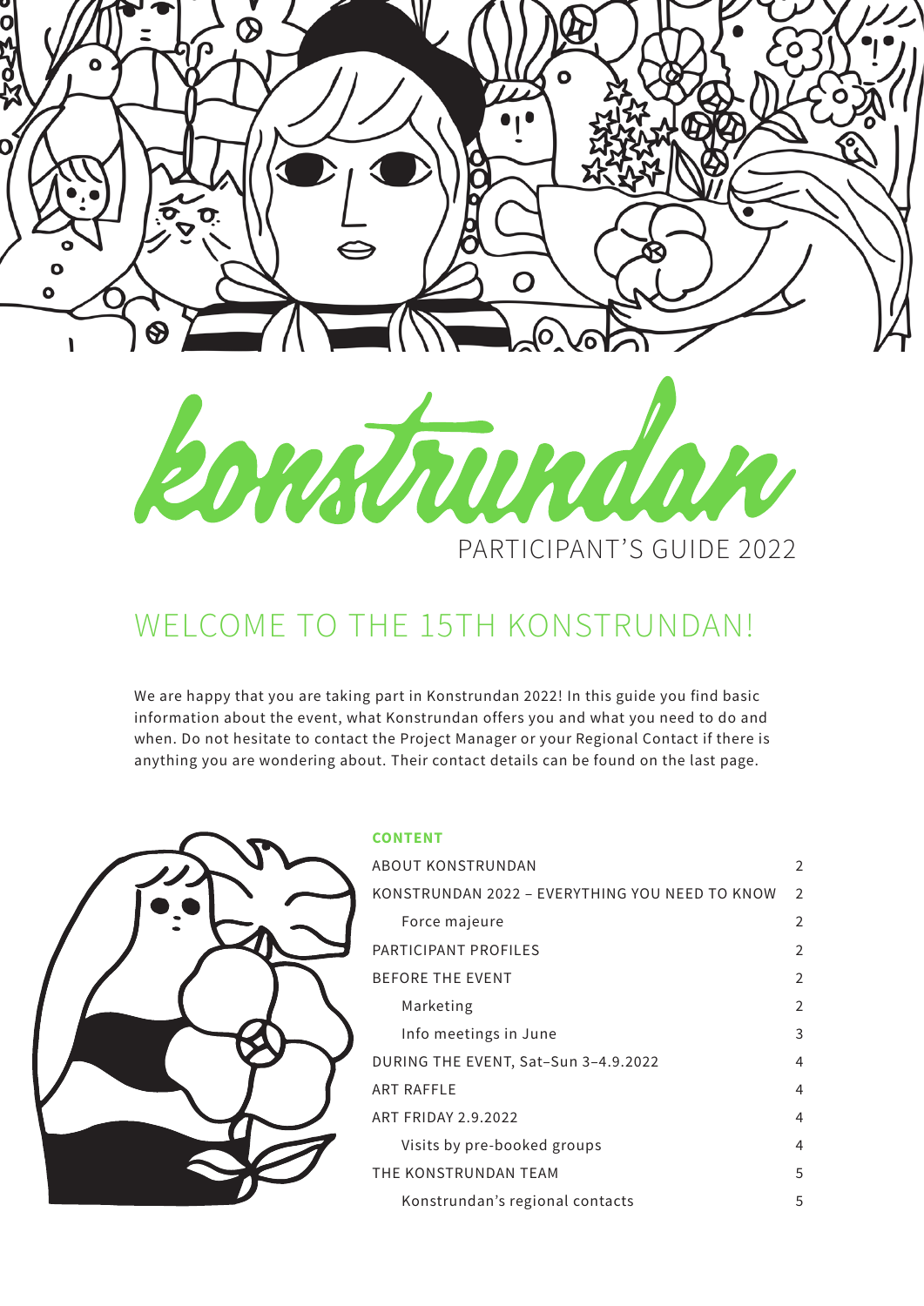# konstrundan

PARTICIPANT'S GUIDE 2022

## WELCOME TO THE 15TH KONSTRUNDAN!

We are happy that you are taking part in Konstrundan 2022! In this guide you find basic information about the event, what Konstrundan offers you and what you need to do and when. Do not hesitate to contact the Project Manager or your Regional Contact if there is anything you are wondering about. Their contact details can be found on the last page.

**CONTENT**

| | |
|---|---|
| ABOUT KONSTRUNDAN | 2 |
| KONSTRUNDAN 2022 – EVERYTHING YOU NEED TO KNOW | 2 |
| Force majeure | 2 |
| PARTICIPANT PROFILES | 2 |
| BEFORE THE EVENT | 2 |
| Marketing | 2 |
| Info meetings in June | 3 |
| DURING THE EVENT, Sat–Sun 3–4.9.2022 | 4 |
| ART RAFFLE | 4 |
| ART FRIDAY 2.9.2022 | 4 |
| Visits by pre-booked groups | 4 |
| THE KONSTRUNDAN TEAM | 5 |
| Konstrundan's regional contacts | 5 |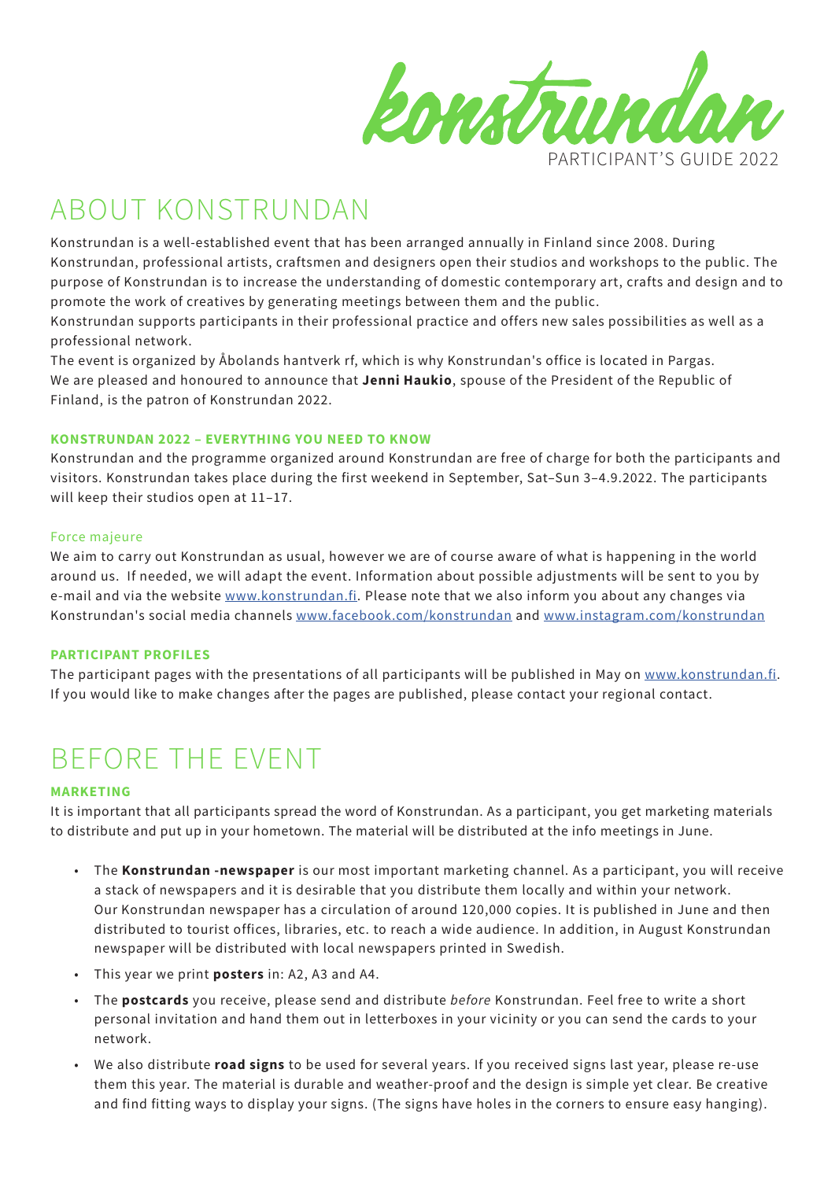konstrundan

PARTICIPANT'S GUIDE 2022

# ABOUT KONSTRUNDAN

Konstrundan is a well-established event that has been arranged annually in Finland since 2008. During Konstrundan, professional artists, craftsmen and designers open their studios and workshops to the public. The purpose of Konstrundan is to increase the understanding of domestic contemporary art, crafts and design and to promote the work of creatives by generating meetings between them and the public.
Konstrundan supports participants in their professional practice and offers new sales possibilities as well as a professional network.
The event is organized by Åbolands hantverk rf, which is why Konstrundan's office is located in Pargas.
We are pleased and honoured to announce that **Jenni Haukio**, spouse of the President of the Republic of Finland, is the patron of Konstrundan 2022.

### KONSTRUNDAN 2022 – EVERYTHING YOU NEED TO KNOW

Konstrundan and the programme organized around Konstrundan are free of charge for both the participants and visitors. Konstrundan takes place during the first weekend in September, Sat–Sun 3–4.9.2022. The participants will keep their studios open at 11–17.

#### Force majeure

We aim to carry out Konstrundan as usual, however we are of course aware of what is happening in the world around us. If needed, we will adapt the event. Information about possible adjustments will be sent to you by e-mail and via the website www.konstrundan.fi. Please note that we also inform you about any changes via Konstrundan's social media channels www.facebook.com/konstrundan and www.instagram.com/konstrundan

### PARTICIPANT PROFILES

The participant pages with the presentations of all participants will be published in May on www.konstrundan.fi. If you would like to make changes after the pages are published, please contact your regional contact.

# BEFORE THE EVENT

### MARKETING

It is important that all participants spread the word of Konstrundan. As a participant, you get marketing materials to distribute and put up in your hometown. The material will be distributed at the info meetings in June.

- The **Konstrundan -newspaper** is our most important marketing channel. As a participant, you will receive a stack of newspapers and it is desirable that you distribute them locally and within your network. Our Konstrundan newspaper has a circulation of around 120,000 copies. It is published in June and then distributed to tourist offices, libraries, etc. to reach a wide audience. In addition, in August Konstrundan newspaper will be distributed with local newspapers printed in Swedish.
- This year we print **posters** in: A2, A3 and A4.
- The **postcards** you receive, please send and distribute *before* Konstrundan. Feel free to write a short personal invitation and hand them out in letterboxes in your vicinity or you can send the cards to your network.
- We also distribute **road signs** to be used for several years. If you received signs last year, please re-use them this year. The material is durable and weather-proof and the design is simple yet clear. Be creative and find fitting ways to display your signs. (The signs have holes in the corners to ensure easy hanging).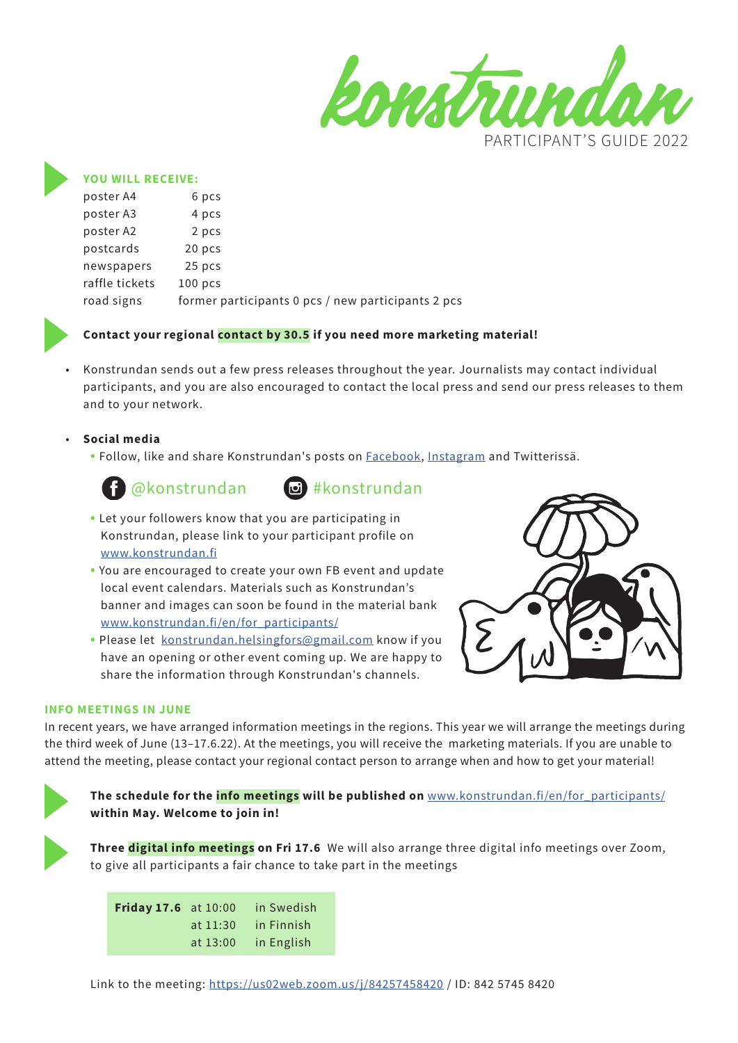# konstrundan

PARTICIPANT'S GUIDE 2022

### YOU WILL RECEIVE:

| | |
|---|---|
| poster A4 | 6 pcs |
| poster A3 | 4 pcs |
| poster A2 | 2 pcs |
| postcards | 20 pcs |
| newspapers | 25 pcs |
| raffle tickets | 100 pcs |
| road signs | former participants 0 pcs / new participants 2 pcs |

**Contact your regional contact by 30.5 if you need more marketing material!**

- Konstrundan sends out a few press releases throughout the year. Journalists may contact individual participants, and you are also encouraged to contact the local press and send our press releases to them and to your network.

- **Social media**
  - Follow, like and share Konstrundan's posts on Facebook, Instagram and Twitterissä.

    @konstrundan #konstrundan

  - Let your followers know that you are participating in Konstrundan, please link to your participant profile on www.konstrundan.fi
  - You are encouraged to create your own FB event and update local event calendars. Materials such as Konstrundan's banner and images can soon be found in the material bank www.konstrundan.fi/en/for_participants/
  - Please let konstrundan.helsingfors@gmail.com know if you have an opening or other event coming up. We are happy to share the information through Konstrundan's channels.

### INFO MEETINGS IN JUNE

In recent years, we have arranged information meetings in the regions. This year we will arrange the meetings during the third week of June (13–17.6.22). At the meetings, you will receive the marketing materials. If you are unable to attend the meeting, please contact your regional contact person to arrange when and how to get your material!

**The schedule for the info meetings will be published on** www.konstrundan.fi/en/for_participants/ **within May. Welcome to join in!**

**Three digital info meetings on Fri 17.6** We will also arrange three digital info meetings over Zoom, to give all participants a fair chance to take part in the meetings

| | | |
|---|---|---|
| **Friday 17.6** | at 10:00 | in Swedish |
| | at 11:30 | in Finnish |
| | at 13:00 | in English |

Link to the meeting: https://us02web.zoom.us/j/84257458420 / ID: 842 5745 8420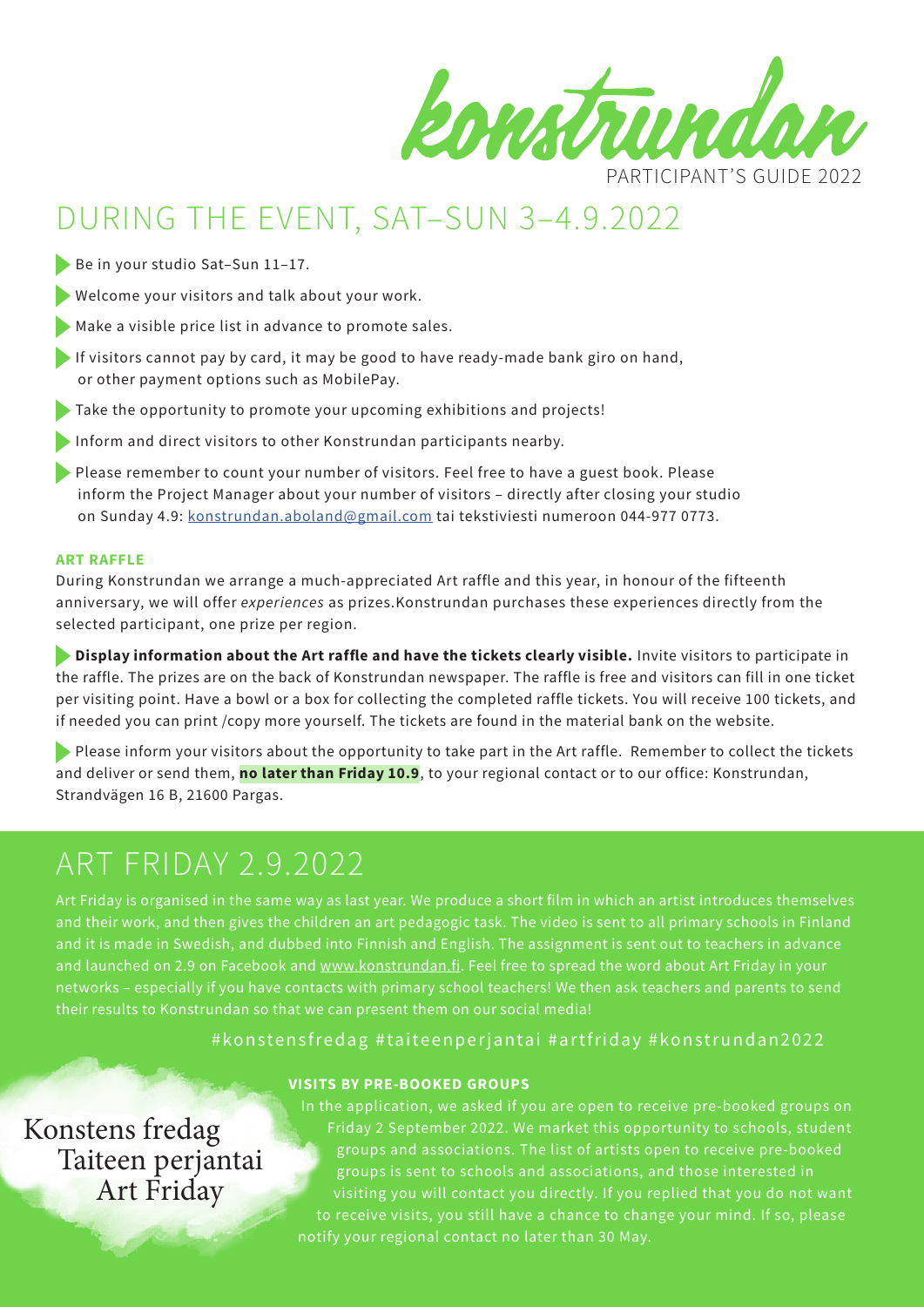konstrundan

PARTICIPANT'S GUIDE 2022

# DURING THE EVENT, SAT–SUN 3–4.9.2022

- Be in your studio Sat–Sun 11–17.
- Welcome your visitors and talk about your work.
- Make a visible price list in advance to promote sales.
- If visitors cannot pay by card, it may be good to have ready-made bank giro on hand, or other payment options such as MobilePay.
- Take the opportunity to promote your upcoming exhibitions and projects!
- Inform and direct visitors to other Konstrundan participants nearby.
- Please remember to count your number of visitors. Feel free to have a guest book. Please inform the Project Manager about your number of visitors – directly after closing your studio on Sunday 4.9: konstrundan.aboland@gmail.com tai tekstiviesti numeroon 044-977 0773.

### ART RAFFLE

During Konstrundan we arrange a much-appreciated Art raffle and this year, in honour of the fifteenth anniversary, we will offer *experiences* as prizes.Konstrundan purchases these experiences directly from the selected participant, one prize per region.

- **Display information about the Art raffle and have the tickets clearly visible.** Invite visitors to participate in the raffle. The prizes are on the back of Konstrundan newspaper. The raffle is free and visitors can fill in one ticket per visiting point. Have a bowl or a box for collecting the completed raffle tickets. You will receive 100 tickets, and if needed you can print /copy more yourself. The tickets are found in the material bank on the website.
- Please inform your visitors about the opportunity to take part in the Art raffle. Remember to collect the tickets and deliver or send them, **no later than Friday 10.9**, to your regional contact or to our office: Konstrundan, Strandvägen 16 B, 21600 Pargas.

# ART FRIDAY 2.9.2022

Art Friday is organised in the same way as last year. We produce a short film in which an artist introduces themselves and their work, and then gives the children an art pedagogic task. The video is sent to all primary schools in Finland and it is made in Swedish, and dubbed into Finnish and English. The assignment is sent out to teachers in advance and launched on 2.9 on Facebook and www.konstrundan.fi. Feel free to spread the word about Art Friday in your networks – especially if you have contacts with primary school teachers! We then ask teachers and parents to send their results to Konstrundan so that we can present them on our social media!

#konstensfredag #taiteenperjantai #artfriday #konstrundan2022

Konstens fredag
Taiteen perjantai
Art Friday

### VISITS BY PRE-BOOKED GROUPS

In the application, we asked if you are open to receive pre-booked groups on Friday 2 September 2022. We market this opportunity to schools, student groups and associations. The list of artists open to receive pre-booked groups is sent to schools and associations, and those interested in visiting you will contact you directly. If you replied that you do not want to receive visits, you still have a chance to change your mind. If so, please notify your regional contact no later than 30 May.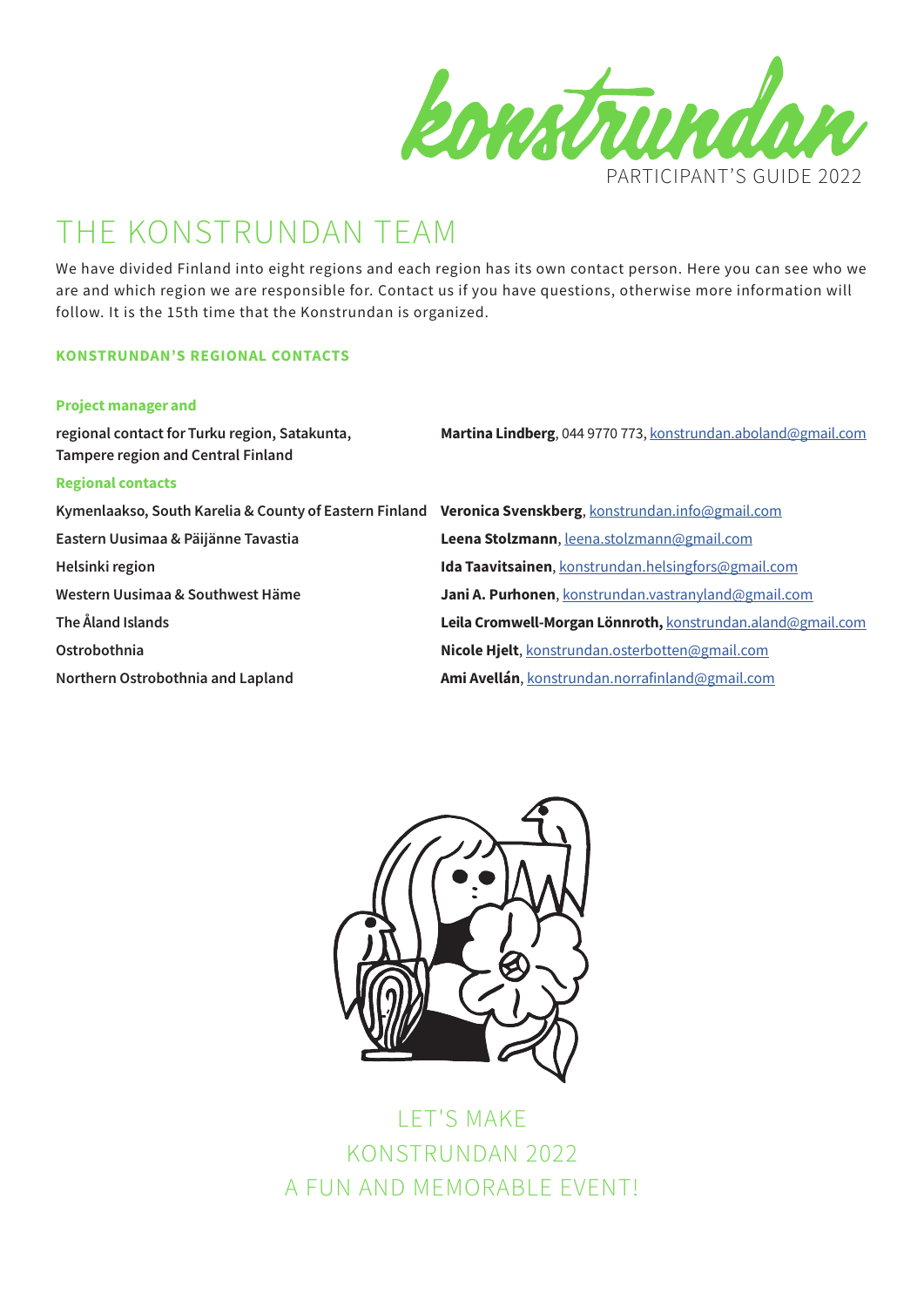konstrundan

PARTICIPANT'S GUIDE 2022

# THE KONSTRUNDAN TEAM

We have divided Finland into eight regions and each region has its own contact person. Here you can see who we are and which region we are responsible for. Contact us if you have questions, otherwise more information will follow. It is the 15th time that the Konstrundan is organized.

## KONSTRUNDAN'S REGIONAL CONTACTS

**Project manager and**

| | |
|---|---|
| **regional contact for Turku region, Satakunta, Tampere region and Central Finland** | **Martina Lindberg**, 044 9770 773, konstrundan.aboland@gmail.com |

**Regional contacts**

| | |
|---|---|
| **Kymenlaakso, South Karelia & County of Eastern Finland** | **Veronica Svenskberg**, konstrundan.info@gmail.com |
| **Eastern Uusimaa & Päijänne Tavastia** | **Leena Stolzmann**, leena.stolzmann@gmail.com |
| **Helsinki region** | **Ida Taavitsainen**, konstrundan.helsingfors@gmail.com |
| **Western Uusimaa & Southwest Häme** | **Jani A. Purhonen**, konstrundan.vastranyland@gmail.com |
| **The Åland Islands** | **Leila Cromwell-Morgan Lönnroth,** konstrundan.aland@gmail.com |
| **Ostrobothnia** | **Nicole Hjelt**, konstrundan.osterbotten@gmail.com |
| **Northern Ostrobothnia and Lapland** | **Ami Avellán**, konstrundan.norrafinland@gmail.com |

LET'S MAKE
KONSTRUNDAN 2022
A FUN AND MEMORABLE EVENT!